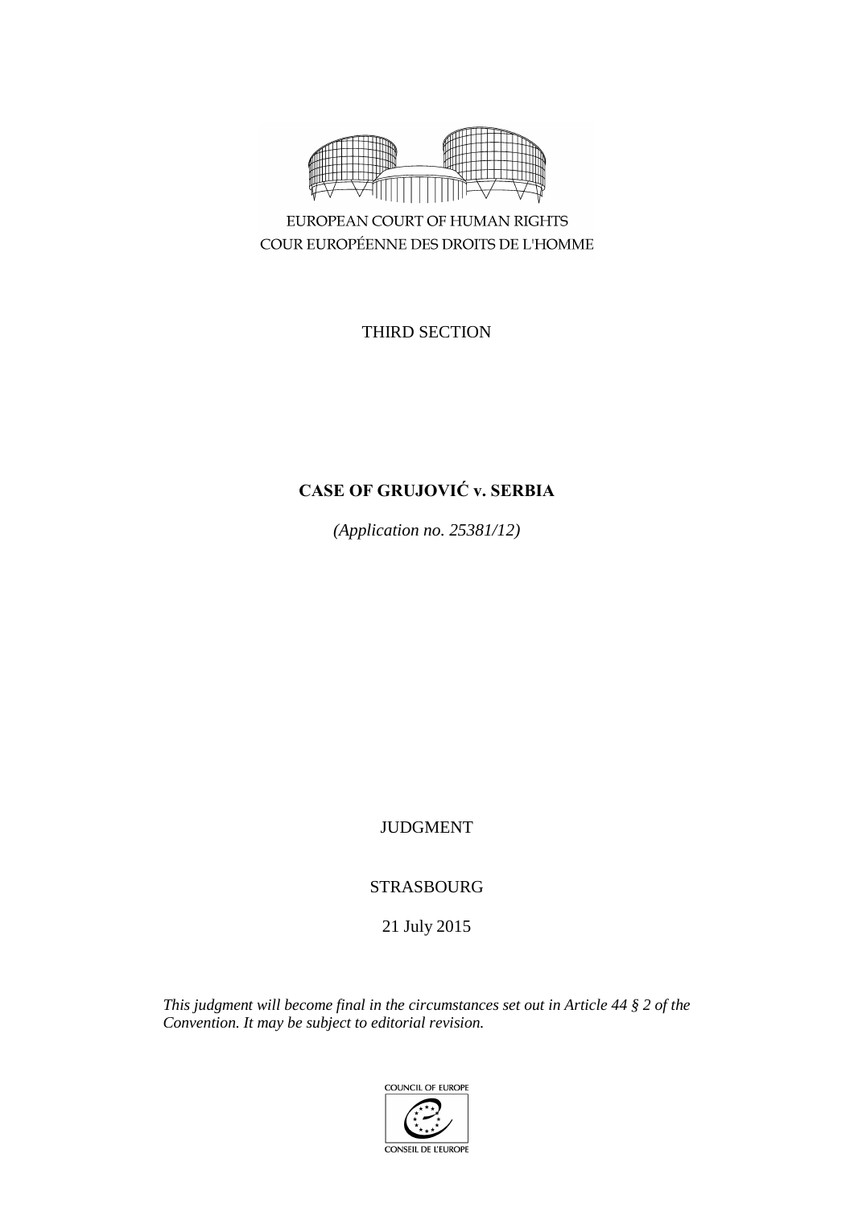EUROPEAN COURT OF HUMAN RIGHTS

COUR EUROPÉENNE DES DROITS DE L'HOMME

THIRD SECTION

**CASE OF GRUJOVIĆ v. SERBIA**

*(Application no. 25381/12)*

JUDGMENT

STRASBOURG

21 July 2015

*This judgment will become final in the circumstances set out in Article 44 § 2 of the Convention. It may be subject to editorial revision.*

COUNCIL OF EUROPE

CONSEIL DE L'EUROPE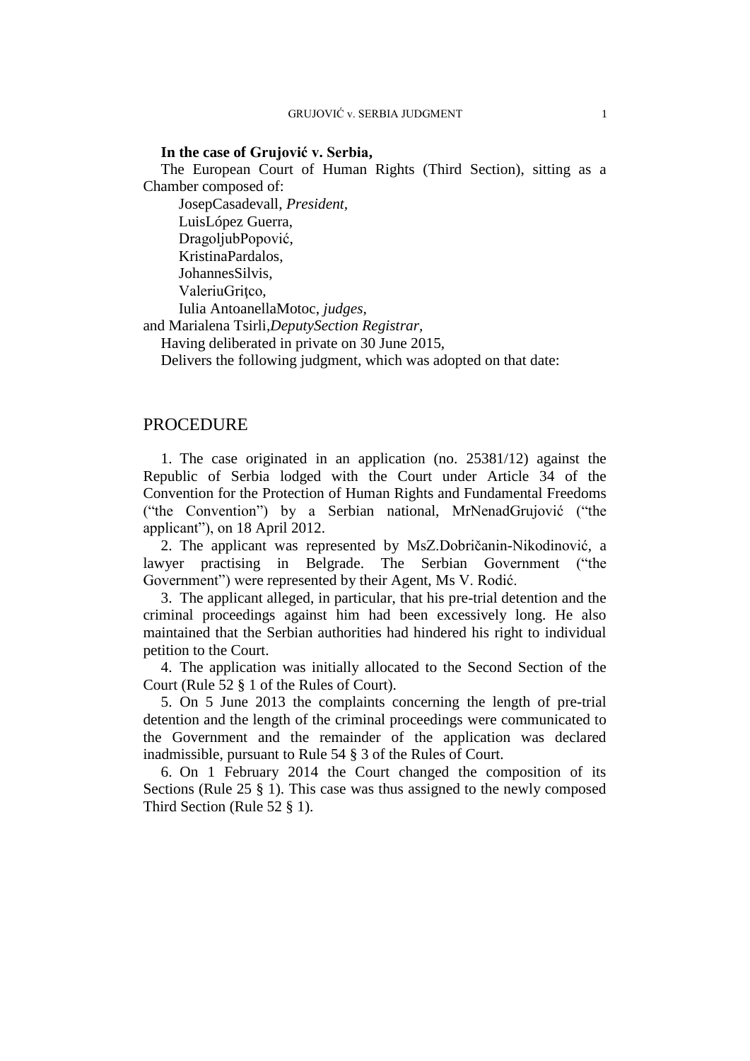**In the case of Grujović v. Serbia,**

The European Court of Human Rights (Third Section), sitting as a Chamber composed of:

JosepCasadevall, *President*,
LuisLópez Guerra,
DragoljubPopović,
KristinaPardalos,
JohannesSilvis,
ValeriuGriţco,
Iulia AntoanellaMotoc, *judges,*
and Marialena Tsirli,*DeputySection Registrar,*

Having deliberated in private on 30 June 2015,

Delivers the following judgment, which was adopted on that date:

# PROCEDURE

1. The case originated in an application (no. 25381/12) against the Republic of Serbia lodged with the Court under Article 34 of the Convention for the Protection of Human Rights and Fundamental Freedoms ("the Convention") by a Serbian national, MrNenadGrujović ("the applicant"), on 18 April 2012.

2. The applicant was represented by MsZ.Dobričanin-Nikodinović, a lawyer practising in Belgrade. The Serbian Government ("the Government") were represented by their Agent, Ms V. Rodić.

3. The applicant alleged, in particular, that his pre-trial detention and the criminal proceedings against him had been excessively long. He also maintained that the Serbian authorities had hindered his right to individual petition to the Court.

4. The application was initially allocated to the Second Section of the Court (Rule 52 § 1 of the Rules of Court).

5. On 5 June 2013 the complaints concerning the length of pre-trial detention and the length of the criminal proceedings were communicated to the Government and the remainder of the application was declared inadmissible, pursuant to Rule 54 § 3 of the Rules of Court.

6. On 1 February 2014 the Court changed the composition of its Sections (Rule 25 § 1). This case was thus assigned to the newly composed Third Section (Rule 52 § 1).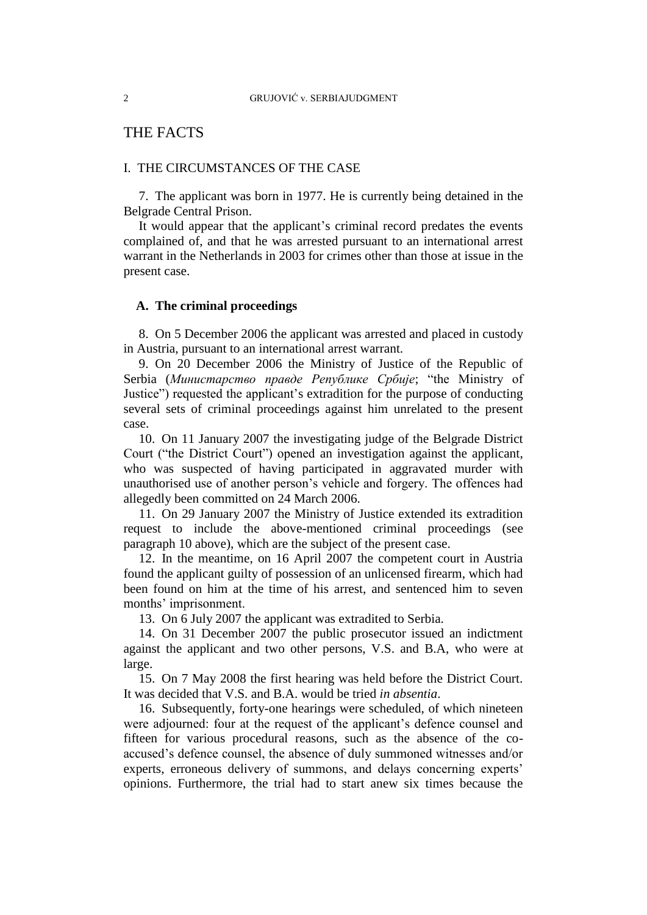# THE FACTS

## I. THE CIRCUMSTANCES OF THE CASE

7. The applicant was born in 1977. He is currently being detained in the Belgrade Central Prison.

It would appear that the applicant's criminal record predates the events complained of, and that he was arrested pursuant to an international arrest warrant in the Netherlands in 2003 for crimes other than those at issue in the present case.

### A. The criminal proceedings

8. On 5 December 2006 the applicant was arrested and placed in custody in Austria, pursuant to an international arrest warrant.

9. On 20 December 2006 the Ministry of Justice of the Republic of Serbia (*Министарство правде Републике Србије*; "the Ministry of Justice") requested the applicant's extradition for the purpose of conducting several sets of criminal proceedings against him unrelated to the present case.

10. On 11 January 2007 the investigating judge of the Belgrade District Court ("the District Court") opened an investigation against the applicant, who was suspected of having participated in aggravated murder with unauthorised use of another person's vehicle and forgery. The offences had allegedly been committed on 24 March 2006.

11. On 29 January 2007 the Ministry of Justice extended its extradition request to include the above-mentioned criminal proceedings (see paragraph 10 above), which are the subject of the present case.

12. In the meantime, on 16 April 2007 the competent court in Austria found the applicant guilty of possession of an unlicensed firearm, which had been found on him at the time of his arrest, and sentenced him to seven months' imprisonment.

13. On 6 July 2007 the applicant was extradited to Serbia.

14. On 31 December 2007 the public prosecutor issued an indictment against the applicant and two other persons, V.S. and B.A, who were at large.

15. On 7 May 2008 the first hearing was held before the District Court. It was decided that V.S. and B.A. would be tried *in absentia*.

16. Subsequently, forty-one hearings were scheduled, of which nineteen were adjourned: four at the request of the applicant's defence counsel and fifteen for various procedural reasons, such as the absence of the co-accused's defence counsel, the absence of duly summoned witnesses and/or experts, erroneous delivery of summons, and delays concerning experts' opinions. Furthermore, the trial had to start anew six times because the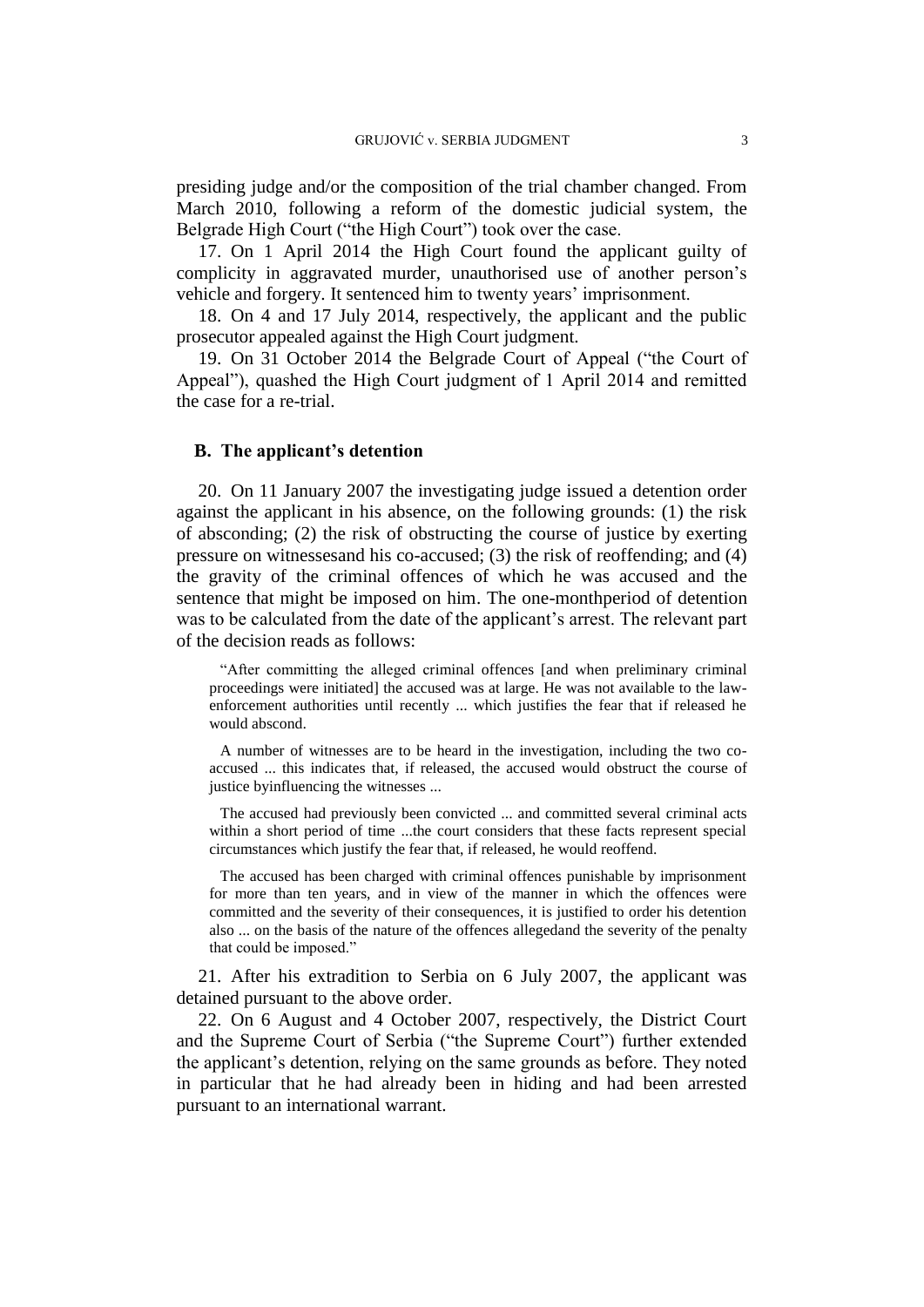presiding judge and/or the composition of the trial chamber changed. From March 2010, following a reform of the domestic judicial system, the Belgrade High Court ("the High Court") took over the case.

17. On 1 April 2014 the High Court found the applicant guilty of complicity in aggravated murder, unauthorised use of another person's vehicle and forgery. It sentenced him to twenty years' imprisonment.

18. On 4 and 17 July 2014, respectively, the applicant and the public prosecutor appealed against the High Court judgment.

19. On 31 October 2014 the Belgrade Court of Appeal ("the Court of Appeal"), quashed the High Court judgment of 1 April 2014 and remitted the case for a re-trial.

### B. The applicant's detention

20. On 11 January 2007 the investigating judge issued a detention order against the applicant in his absence, on the following grounds: (1) the risk of absconding; (2) the risk of obstructing the course of justice by exerting pressure on witnessesand his co-accused; (3) the risk of reoffending; and (4) the gravity of the criminal offences of which he was accused and the sentence that might be imposed on him. The one-monthperiod of detention was to be calculated from the date of the applicant's arrest. The relevant part of the decision reads as follows:

> "After committing the alleged criminal offences [and when preliminary criminal proceedings were initiated] the accused was at large. He was not available to the law-enforcement authorities until recently ... which justifies the fear that if released he would abscond.
>
> A number of witnesses are to be heard in the investigation, including the two co-accused ... this indicates that, if released, the accused would obstruct the course of justice byinfluencing the witnesses ...
>
> The accused had previously been convicted ... and committed several criminal acts within a short period of time ...the court considers that these facts represent special circumstances which justify the fear that, if released, he would reoffend.
>
> The accused has been charged with criminal offences punishable by imprisonment for more than ten years, and in view of the manner in which the offences were committed and the severity of their consequences, it is justified to order his detention also ... on the basis of the nature of the offences allegedand the severity of the penalty that could be imposed."

21. After his extradition to Serbia on 6 July 2007, the applicant was detained pursuant to the above order.

22. On 6 August and 4 October 2007, respectively, the District Court and the Supreme Court of Serbia ("the Supreme Court") further extended the applicant's detention, relying on the same grounds as before. They noted in particular that he had already been in hiding and had been arrested pursuant to an international warrant.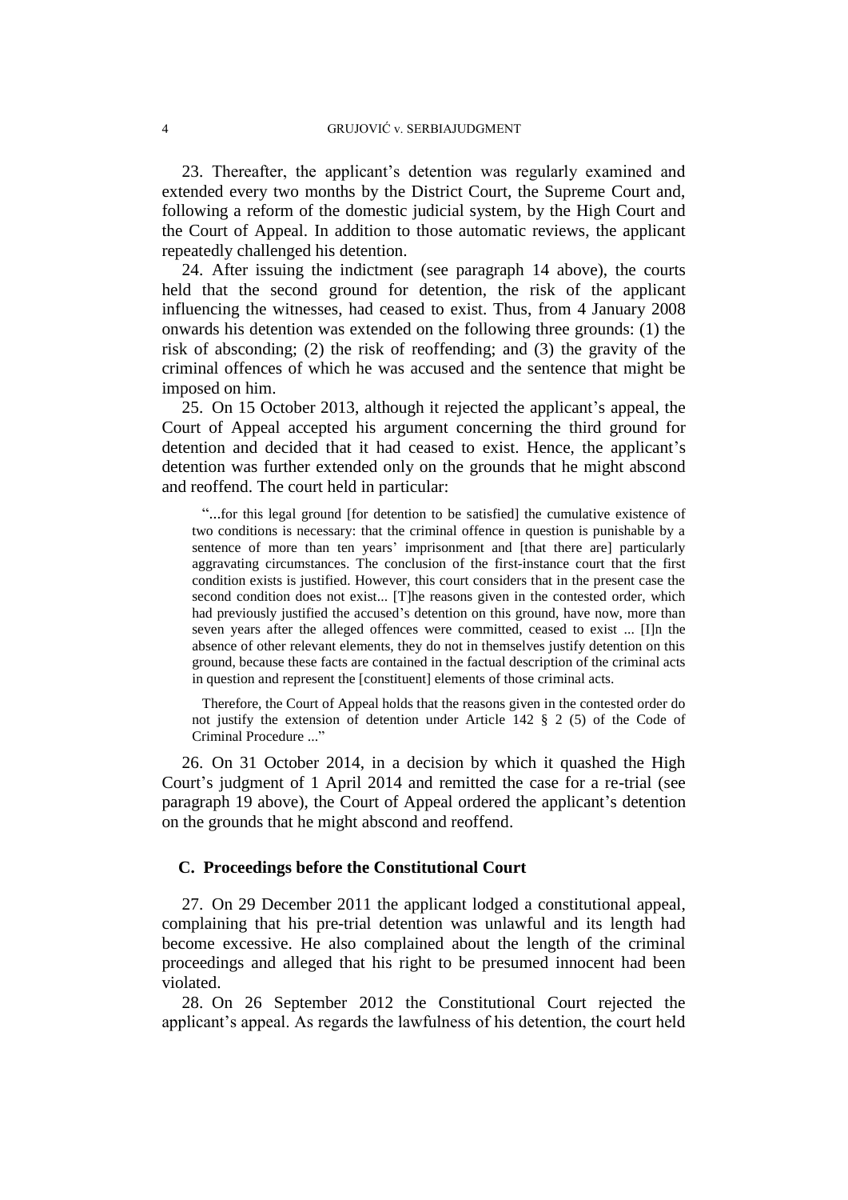23. Thereafter, the applicant's detention was regularly examined and extended every two months by the District Court, the Supreme Court and, following a reform of the domestic judicial system, by the High Court and the Court of Appeal. In addition to those automatic reviews, the applicant repeatedly challenged his detention.

24. After issuing the indictment (see paragraph 14 above), the courts held that the second ground for detention, the risk of the applicant influencing the witnesses, had ceased to exist. Thus, from 4 January 2008 onwards his detention was extended on the following three grounds: (1) the risk of absconding; (2) the risk of reoffending; and (3) the gravity of the criminal offences of which he was accused and the sentence that might be imposed on him.

25. On 15 October 2013, although it rejected the applicant's appeal, the Court of Appeal accepted his argument concerning the third ground for detention and decided that it had ceased to exist. Hence, the applicant's detention was further extended only on the grounds that he might abscond and reoffend. The court held in particular:

> "...for this legal ground [for detention to be satisfied] the cumulative existence of two conditions is necessary: that the criminal offence in question is punishable by a sentence of more than ten years' imprisonment and [that there are] particularly aggravating circumstances. The conclusion of the first-instance court that the first condition exists is justified. However, this court considers that in the present case the second condition does not exist... [T]he reasons given in the contested order, which had previously justified the accused's detention on this ground, have now, more than seven years after the alleged offences were committed, ceased to exist ... [I]n the absence of other relevant elements, they do not in themselves justify detention on this ground, because these facts are contained in the factual description of the criminal acts in question and represent the [constituent] elements of those criminal acts.
>
> Therefore, the Court of Appeal holds that the reasons given in the contested order do not justify the extension of detention under Article 142 § 2 (5) of the Code of Criminal Procedure ..."

26. On 31 October 2014, in a decision by which it quashed the High Court's judgment of 1 April 2014 and remitted the case for a re-trial (see paragraph 19 above), the Court of Appeal ordered the applicant's detention on the grounds that he might abscond and reoffend.

## C. Proceedings before the Constitutional Court

27. On 29 December 2011 the applicant lodged a constitutional appeal, complaining that his pre-trial detention was unlawful and its length had become excessive. He also complained about the length of the criminal proceedings and alleged that his right to be presumed innocent had been violated.

28. On 26 September 2012 the Constitutional Court rejected the applicant's appeal. As regards the lawfulness of his detention, the court held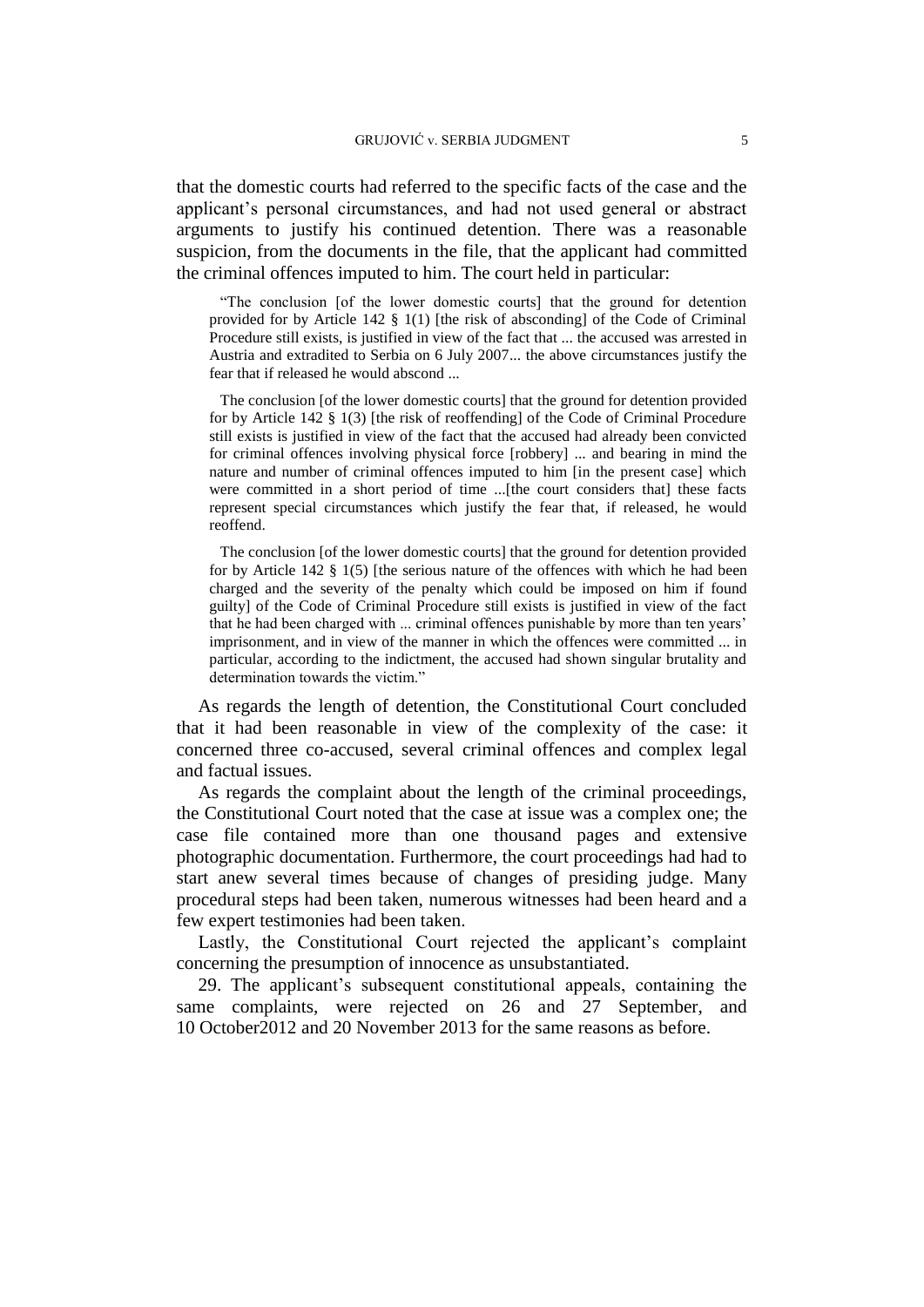that the domestic courts had referred to the specific facts of the case and the applicant's personal circumstances, and had not used general or abstract arguments to justify his continued detention. There was a reasonable suspicion, from the documents in the file, that the applicant had committed the criminal offences imputed to him. The court held in particular:

> "The conclusion [of the lower domestic courts] that the ground for detention provided for by Article 142 § 1(1) [the risk of absconding] of the Code of Criminal Procedure still exists, is justified in view of the fact that ... the accused was arrested in Austria and extradited to Serbia on 6 July 2007... the above circumstances justify the fear that if released he would abscond ...
>
> The conclusion [of the lower domestic courts] that the ground for detention provided for by Article 142 § 1(3) [the risk of reoffending] of the Code of Criminal Procedure still exists is justified in view of the fact that the accused had already been convicted for criminal offences involving physical force [robbery] ... and bearing in mind the nature and number of criminal offences imputed to him [in the present case] which were committed in a short period of time ...[the court considers that] these facts represent special circumstances which justify the fear that, if released, he would reoffend.
>
> The conclusion [of the lower domestic courts] that the ground for detention provided for by Article 142 § 1(5) [the serious nature of the offences with which he had been charged and the severity of the penalty which could be imposed on him if found guilty] of the Code of Criminal Procedure still exists is justified in view of the fact that he had been charged with ... criminal offences punishable by more than ten years' imprisonment, and in view of the manner in which the offences were committed ... in particular, according to the indictment, the accused had shown singular brutality and determination towards the victim."

As regards the length of detention, the Constitutional Court concluded that it had been reasonable in view of the complexity of the case: it concerned three co-accused, several criminal offences and complex legal and factual issues.

As regards the complaint about the length of the criminal proceedings, the Constitutional Court noted that the case at issue was a complex one; the case file contained more than one thousand pages and extensive photographic documentation. Furthermore, the court proceedings had had to start anew several times because of changes of presiding judge. Many procedural steps had been taken, numerous witnesses had been heard and a few expert testimonies had been taken.

Lastly, the Constitutional Court rejected the applicant's complaint concerning the presumption of innocence as unsubstantiated.

29. The applicant's subsequent constitutional appeals, containing the same complaints, were rejected on 26 and 27 September, and 10 October2012 and 20 November 2013 for the same reasons as before.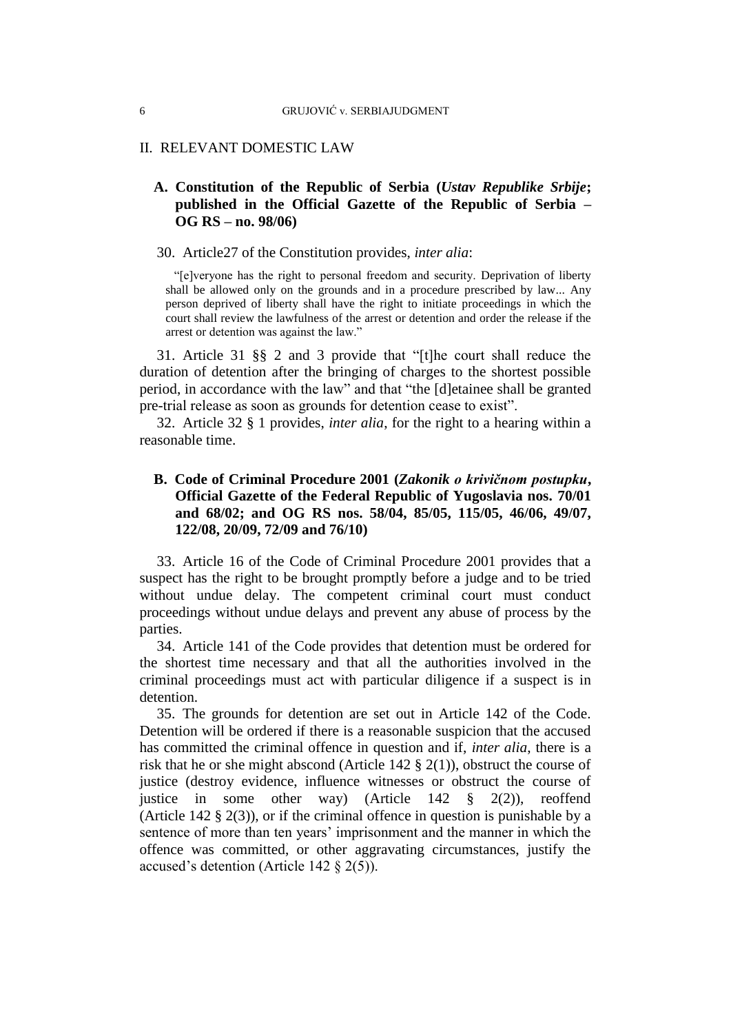## II. RELEVANT DOMESTIC LAW

### A. Constitution of the Republic of Serbia (*Ustav Republike Srbije*; published in the Official Gazette of the Republic of Serbia – OG RS – no. 98/06)

30. Article27 of the Constitution provides, *inter alia*:

> "[e]veryone has the right to personal freedom and security. Deprivation of liberty shall be allowed only on the grounds and in a procedure prescribed by law... Any person deprived of liberty shall have the right to initiate proceedings in which the court shall review the lawfulness of the arrest or detention and order the release if the arrest or detention was against the law."

31. Article 31 §§ 2 and 3 provide that "[t]he court shall reduce the duration of detention after the bringing of charges to the shortest possible period, in accordance with the law" and that "the [d]etainee shall be granted pre-trial release as soon as grounds for detention cease to exist".

32. Article 32 § 1 provides, *inter alia*, for the right to a hearing within a reasonable time.

### B. Code of Criminal Procedure 2001 (*Zakonik o krivičnom postupku*, Official Gazette of the Federal Republic of Yugoslavia nos. 70/01 and 68/02; and OG RS nos. 58/04, 85/05, 115/05, 46/06, 49/07, 122/08, 20/09, 72/09 and 76/10)

33. Article 16 of the Code of Criminal Procedure 2001 provides that a suspect has the right to be brought promptly before a judge and to be tried without undue delay. The competent criminal court must conduct proceedings without undue delays and prevent any abuse of process by the parties.

34. Article 141 of the Code provides that detention must be ordered for the shortest time necessary and that all the authorities involved in the criminal proceedings must act with particular diligence if a suspect is in detention.

35. The grounds for detention are set out in Article 142 of the Code. Detention will be ordered if there is a reasonable suspicion that the accused has committed the criminal offence in question and if, *inter alia*, there is a risk that he or she might abscond (Article 142 § 2(1)), obstruct the course of justice (destroy evidence, influence witnesses or obstruct the course of justice in some other way) (Article 142 § 2(2)), reoffend (Article 142 § 2(3)), or if the criminal offence in question is punishable by a sentence of more than ten years' imprisonment and the manner in which the offence was committed, or other aggravating circumstances, justify the accused's detention (Article 142 § 2(5)).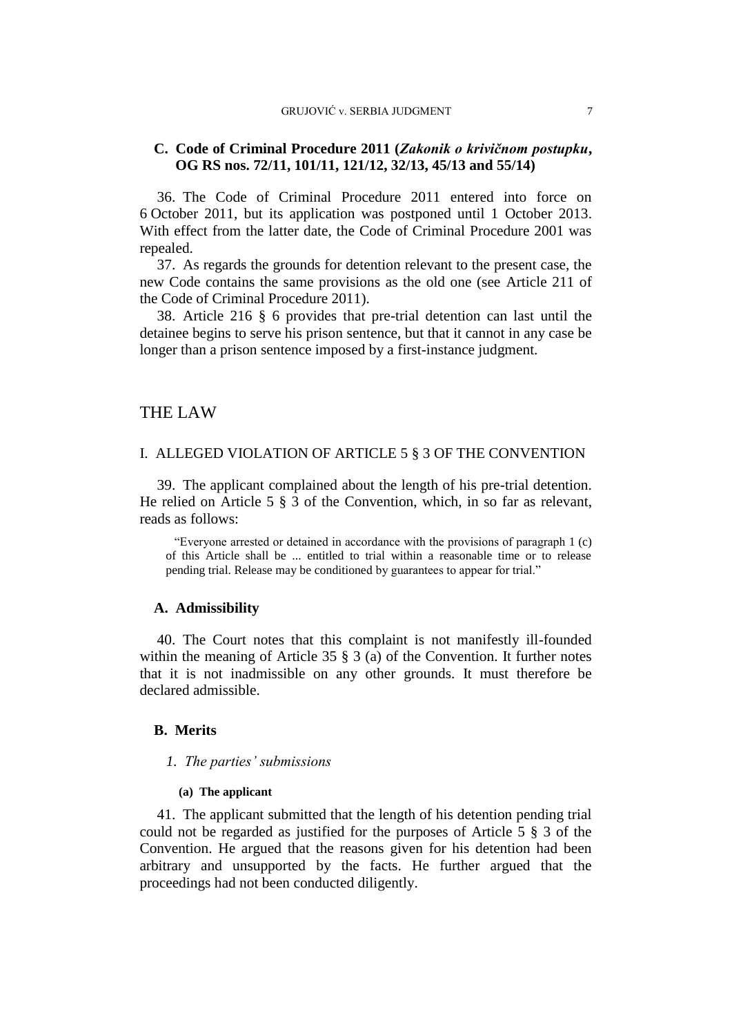### C. Code of Criminal Procedure 2011 (*Zakonik o krivičnom postupku*, OG RS nos. 72/11, 101/11, 121/12, 32/13, 45/13 and 55/14)

36. The Code of Criminal Procedure 2011 entered into force on 6 October 2011, but its application was postponed until 1 October 2013. With effect from the latter date, the Code of Criminal Procedure 2001 was repealed.

37. As regards the grounds for detention relevant to the present case, the new Code contains the same provisions as the old one (see Article 211 of the Code of Criminal Procedure 2011).

38. Article 216 § 6 provides that pre-trial detention can last until the detainee begins to serve his prison sentence, but that it cannot in any case be longer than a prison sentence imposed by a first-instance judgment.

# THE LAW

## I. ALLEGED VIOLATION OF ARTICLE 5 § 3 OF THE CONVENTION

39. The applicant complained about the length of his pre-trial detention. He relied on Article 5 § 3 of the Convention, which, in so far as relevant, reads as follows:

> "Everyone arrested or detained in accordance with the provisions of paragraph 1 (c) of this Article shall be ... entitled to trial within a reasonable time or to release pending trial. Release may be conditioned by guarantees to appear for trial."

### A. Admissibility

40. The Court notes that this complaint is not manifestly ill-founded within the meaning of Article 35 § 3 (a) of the Convention. It further notes that it is not inadmissible on any other grounds. It must therefore be declared admissible.

### B. Merits

#### *1. The parties' submissions*

##### (a) The applicant

41. The applicant submitted that the length of his detention pending trial could not be regarded as justified for the purposes of Article 5 § 3 of the Convention. He argued that the reasons given for his detention had been arbitrary and unsupported by the facts. He further argued that the proceedings had not been conducted diligently.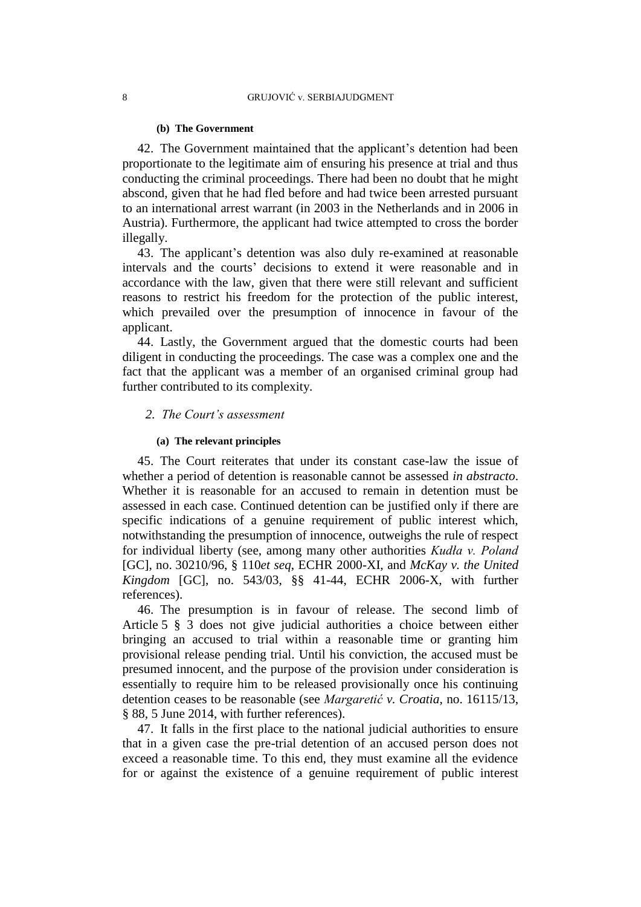#### (b) The Government

42. The Government maintained that the applicant's detention had been proportionate to the legitimate aim of ensuring his presence at trial and thus conducting the criminal proceedings. There had been no doubt that he might abscond, given that he had fled before and had twice been arrested pursuant to an international arrest warrant (in 2003 in the Netherlands and in 2006 in Austria). Furthermore, the applicant had twice attempted to cross the border illegally.

43. The applicant's detention was also duly re-examined at reasonable intervals and the courts' decisions to extend it were reasonable and in accordance with the law, given that there were still relevant and sufficient reasons to restrict his freedom for the protection of the public interest, which prevailed over the presumption of innocence in favour of the applicant.

44. Lastly, the Government argued that the domestic courts had been diligent in conducting the proceedings. The case was a complex one and the fact that the applicant was a member of an organised criminal group had further contributed to its complexity.

### *2. The Court's assessment*

#### (a) The relevant principles

45. The Court reiterates that under its constant case-law the issue of whether a period of detention is reasonable cannot be assessed *in abstracto*. Whether it is reasonable for an accused to remain in detention must be assessed in each case. Continued detention can be justified only if there are specific indications of a genuine requirement of public interest which, notwithstanding the presumption of innocence, outweighs the rule of respect for individual liberty (see, among many other authorities *Kudła v. Poland* [GC], no. 30210/96, § 110*et seq*, ECHR 2000-XI, and *McKay v. the United Kingdom* [GC], no. 543/03, §§ 41-44, ECHR 2006-X, with further references).

46. The presumption is in favour of release. The second limb of Article 5 § 3 does not give judicial authorities a choice between either bringing an accused to trial within a reasonable time or granting him provisional release pending trial. Until his conviction, the accused must be presumed innocent, and the purpose of the provision under consideration is essentially to require him to be released provisionally once his continuing detention ceases to be reasonable (see *Margaretić v. Croatia*, no. 16115/13, § 88, 5 June 2014, with further references).

47. It falls in the first place to the national judicial authorities to ensure that in a given case the pre-trial detention of an accused person does not exceed a reasonable time. To this end, they must examine all the evidence for or against the existence of a genuine requirement of public interest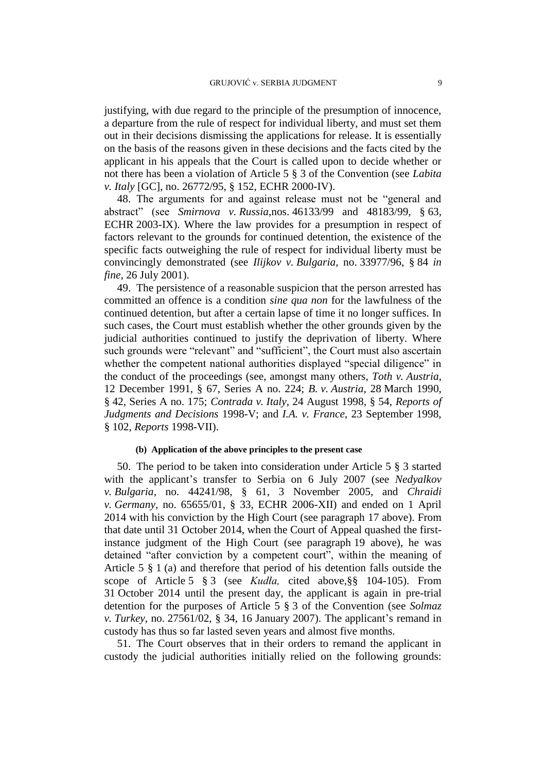justifying, with due regard to the principle of the presumption of innocence, a departure from the rule of respect for individual liberty, and must set them out in their decisions dismissing the applications for release. It is essentially on the basis of the reasons given in these decisions and the facts cited by the applicant in his appeals that the Court is called upon to decide whether or not there has been a violation of Article 5 § 3 of the Convention (see *Labita v. Italy* [GC], no. 26772/95, § 152, ECHR 2000-IV).

48. The arguments for and against release must not be "general and abstract" (see *Smirnova v. Russia*,nos. 46133/99 and 48183/99, § 63, ECHR 2003-IX). Where the law provides for a presumption in respect of factors relevant to the grounds for continued detention, the existence of the specific facts outweighing the rule of respect for individual liberty must be convincingly demonstrated (see *Ilijkov v. Bulgaria*, no. 33977/96, § 84 *in fine*, 26 July 2001).

49. The persistence of a reasonable suspicion that the person arrested has committed an offence is a condition *sine qua non* for the lawfulness of the continued detention, but after a certain lapse of time it no longer suffices. In such cases, the Court must establish whether the other grounds given by the judicial authorities continued to justify the deprivation of liberty. Where such grounds were "relevant" and "sufficient", the Court must also ascertain whether the competent national authorities displayed "special diligence" in the conduct of the proceedings (see, amongst many others, *Toth v. Austria*, 12 December 1991, § 67, Series A no. 224; *B. v. Austria*, 28 March 1990, § 42, Series A no. 175; *Contrada v. Italy*, 24 August 1998, § 54, *Reports of Judgments and Decisions* 1998-V; and *I.A. v. France*, 23 September 1998, § 102, *Reports* 1998-VII).

#### (b) Application of the above principles to the present case

50. The period to be taken into consideration under Article 5 § 3 started with the applicant's transfer to Serbia on 6 July 2007 (see *Nedyalkov v. Bulgaria*, no. 44241/98, § 61, 3 November 2005, and *Chraidi v. Germany*, no. 65655/01, § 33, ECHR 2006-XII) and ended on 1 April 2014 with his conviction by the High Court (see paragraph 17 above). From that date until 31 October 2014, when the Court of Appeal quashed the first-instance judgment of the High Court (see paragraph 19 above), he was detained "after conviction by a competent court", within the meaning of Article 5 § 1 (a) and therefore that period of his detention falls outside the scope of Article 5 § 3 (see *Kudła,* cited above,§§ 104-105). From 31 October 2014 until the present day, the applicant is again in pre-trial detention for the purposes of Article 5 § 3 of the Convention (see *Solmaz v. Turkey*, no. 27561/02, § 34, 16 January 2007). The applicant's remand in custody has thus so far lasted seven years and almost five months.

51. The Court observes that in their orders to remand the applicant in custody the judicial authorities initially relied on the following grounds: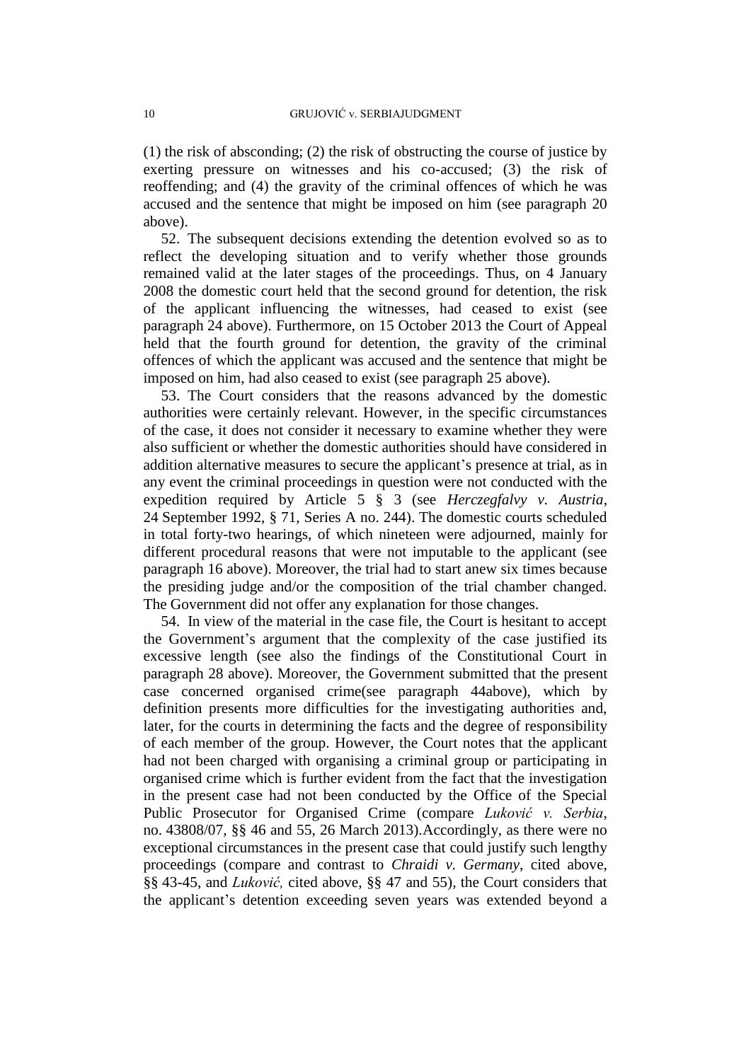(1) the risk of absconding; (2) the risk of obstructing the course of justice by exerting pressure on witnesses and his co-accused; (3) the risk of reoffending; and (4) the gravity of the criminal offences of which he was accused and the sentence that might be imposed on him (see paragraph 20 above).

52. The subsequent decisions extending the detention evolved so as to reflect the developing situation and to verify whether those grounds remained valid at the later stages of the proceedings. Thus, on 4 January 2008 the domestic court held that the second ground for detention, the risk of the applicant influencing the witnesses, had ceased to exist (see paragraph 24 above). Furthermore, on 15 October 2013 the Court of Appeal held that the fourth ground for detention, the gravity of the criminal offences of which the applicant was accused and the sentence that might be imposed on him, had also ceased to exist (see paragraph 25 above).

53. The Court considers that the reasons advanced by the domestic authorities were certainly relevant. However, in the specific circumstances of the case, it does not consider it necessary to examine whether they were also sufficient or whether the domestic authorities should have considered in addition alternative measures to secure the applicant's presence at trial, as in any event the criminal proceedings in question were not conducted with the expedition required by Article 5 § 3 (see *Herczegfalvy v. Austria*, 24 September 1992, § 71, Series A no. 244). The domestic courts scheduled in total forty-two hearings, of which nineteen were adjourned, mainly for different procedural reasons that were not imputable to the applicant (see paragraph 16 above). Moreover, the trial had to start anew six times because the presiding judge and/or the composition of the trial chamber changed. The Government did not offer any explanation for those changes.

54. In view of the material in the case file, the Court is hesitant to accept the Government's argument that the complexity of the case justified its excessive length (see also the findings of the Constitutional Court in paragraph 28 above). Moreover, the Government submitted that the present case concerned organised crime(see paragraph 44above), which by definition presents more difficulties for the investigating authorities and, later, for the courts in determining the facts and the degree of responsibility of each member of the group. However, the Court notes that the applicant had not been charged with organising a criminal group or participating in organised crime which is further evident from the fact that the investigation in the present case had not been conducted by the Office of the Special Public Prosecutor for Organised Crime (compare *Luković v. Serbia*, no. 43808/07, §§ 46 and 55, 26 March 2013).Accordingly, as there were no exceptional circumstances in the present case that could justify such lengthy proceedings (compare and contrast to *Chraidi v. Germany*, cited above, §§ 43-45, and *Luković,* cited above, §§ 47 and 55), the Court considers that the applicant's detention exceeding seven years was extended beyond a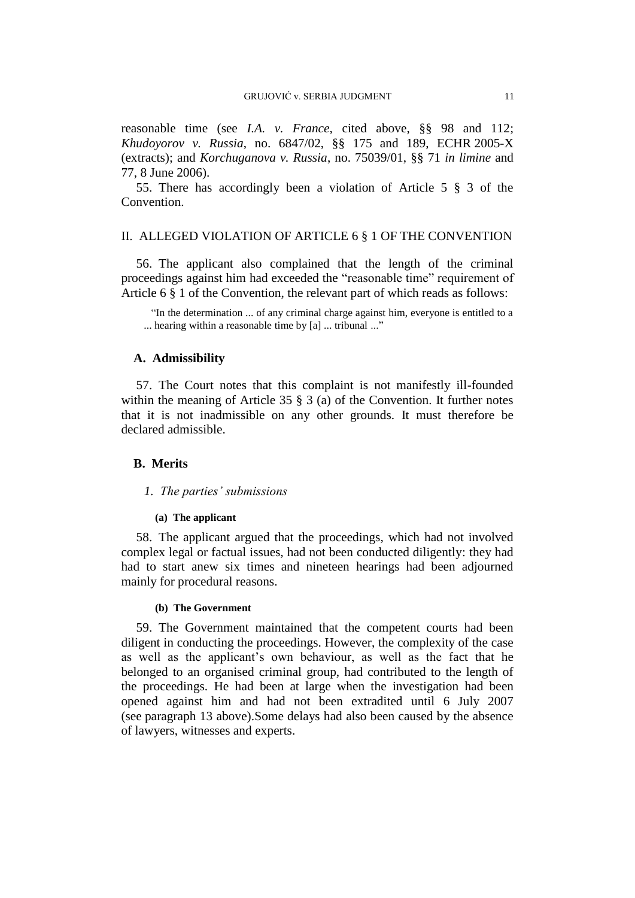reasonable time (see *I.A. v. France*, cited above, §§ 98 and 112; *Khudoyorov v. Russia*, no. 6847/02, §§ 175 and 189, ECHR 2005-X (extracts); and *Korchuganova v. Russia*, no. 75039/01, §§ 71 *in limine* and 77, 8 June 2006).

55. There has accordingly been a violation of Article 5 § 3 of the Convention.

## II. ALLEGED VIOLATION OF ARTICLE 6 § 1 OF THE CONVENTION

56. The applicant also complained that the length of the criminal proceedings against him had exceeded the "reasonable time" requirement of Article 6 § 1 of the Convention, the relevant part of which reads as follows:

> "In the determination ... of any criminal charge against him, everyone is entitled to a ... hearing within a reasonable time by [a] ... tribunal ..."

### A. Admissibility

57. The Court notes that this complaint is not manifestly ill-founded within the meaning of Article 35 § 3 (a) of the Convention. It further notes that it is not inadmissible on any other grounds. It must therefore be declared admissible.

### B. Merits

#### *1. The parties' submissions*

##### (a) The applicant

58. The applicant argued that the proceedings, which had not involved complex legal or factual issues, had not been conducted diligently: they had had to start anew six times and nineteen hearings had been adjourned mainly for procedural reasons.

##### (b) The Government

59. The Government maintained that the competent courts had been diligent in conducting the proceedings. However, the complexity of the case as well as the applicant's own behaviour, as well as the fact that he belonged to an organised criminal group, had contributed to the length of the proceedings. He had been at large when the investigation had been opened against him and had not been extradited until 6 July 2007 (see paragraph 13 above).Some delays had also been caused by the absence of lawyers, witnesses and experts.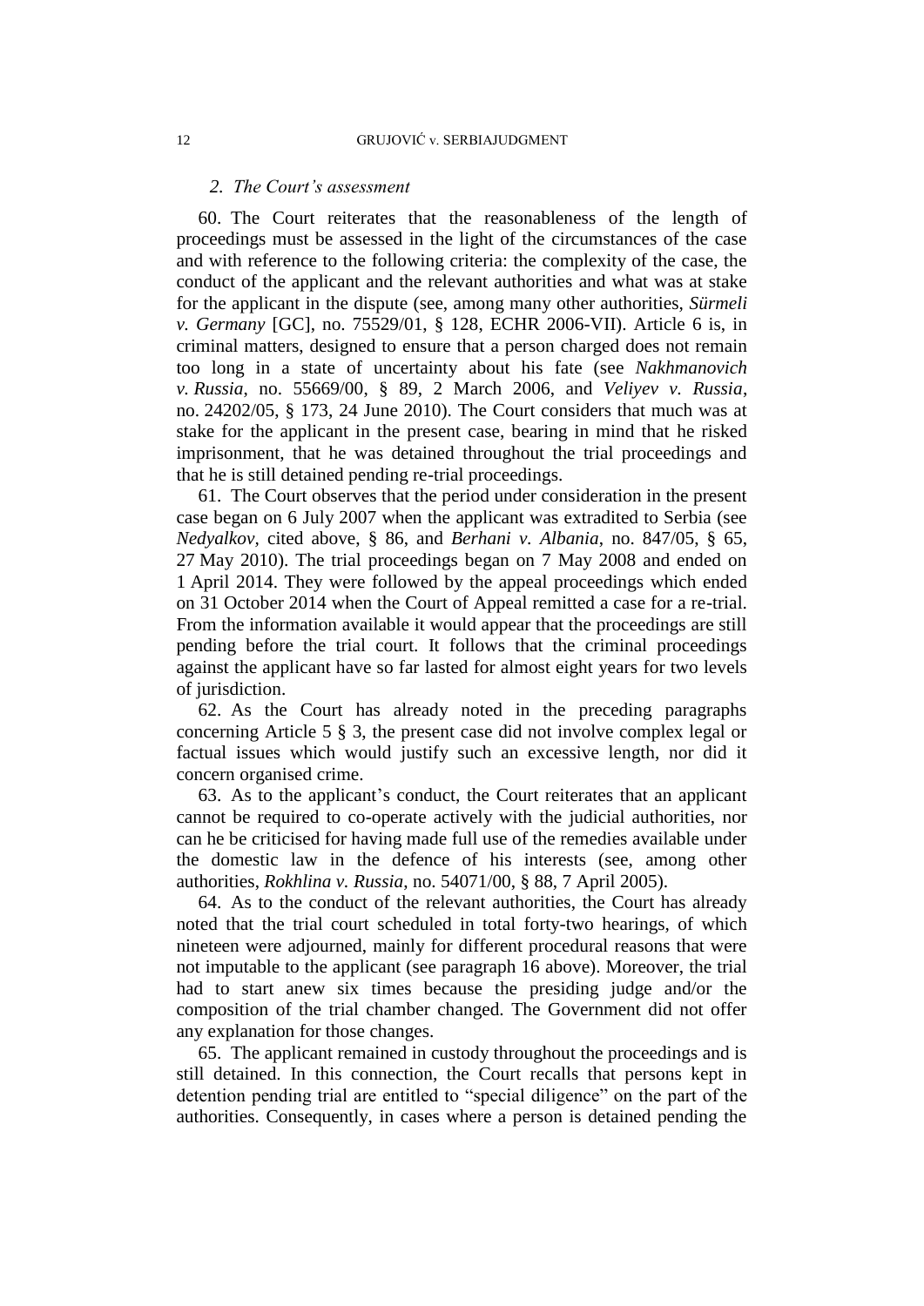### *2. The Court's assessment*

60. The Court reiterates that the reasonableness of the length of proceedings must be assessed in the light of the circumstances of the case and with reference to the following criteria: the complexity of the case, the conduct of the applicant and the relevant authorities and what was at stake for the applicant in the dispute (see, among many other authorities, *Sürmeli v. Germany* [GC], no. 75529/01, § 128, ECHR 2006-VII). Article 6 is, in criminal matters, designed to ensure that a person charged does not remain too long in a state of uncertainty about his fate (see *Nakhmanovich v. Russia*, no. 55669/00, § 89, 2 March 2006, and *Veliyev v. Russia*, no. 24202/05, § 173, 24 June 2010). The Court considers that much was at stake for the applicant in the present case, bearing in mind that he risked imprisonment, that he was detained throughout the trial proceedings and that he is still detained pending re-trial proceedings.

61. The Court observes that the period under consideration in the present case began on 6 July 2007 when the applicant was extradited to Serbia (see *Nedyalkov*, cited above, § 86, and *Berhani v. Albania*, no. 847/05, § 65, 27 May 2010). The trial proceedings began on 7 May 2008 and ended on 1 April 2014. They were followed by the appeal proceedings which ended on 31 October 2014 when the Court of Appeal remitted a case for a re-trial. From the information available it would appear that the proceedings are still pending before the trial court. It follows that the criminal proceedings against the applicant have so far lasted for almost eight years for two levels of jurisdiction.

62. As the Court has already noted in the preceding paragraphs concerning Article 5 § 3, the present case did not involve complex legal or factual issues which would justify such an excessive length, nor did it concern organised crime.

63. As to the applicant's conduct, the Court reiterates that an applicant cannot be required to co-operate actively with the judicial authorities, nor can he be criticised for having made full use of the remedies available under the domestic law in the defence of his interests (see, among other authorities, *Rokhlina v. Russia*, no. 54071/00, § 88, 7 April 2005).

64. As to the conduct of the relevant authorities, the Court has already noted that the trial court scheduled in total forty-two hearings, of which nineteen were adjourned, mainly for different procedural reasons that were not imputable to the applicant (see paragraph 16 above). Moreover, the trial had to start anew six times because the presiding judge and/or the composition of the trial chamber changed. The Government did not offer any explanation for those changes.

65. The applicant remained in custody throughout the proceedings and is still detained. In this connection, the Court recalls that persons kept in detention pending trial are entitled to "special diligence" on the part of the authorities. Consequently, in cases where a person is detained pending the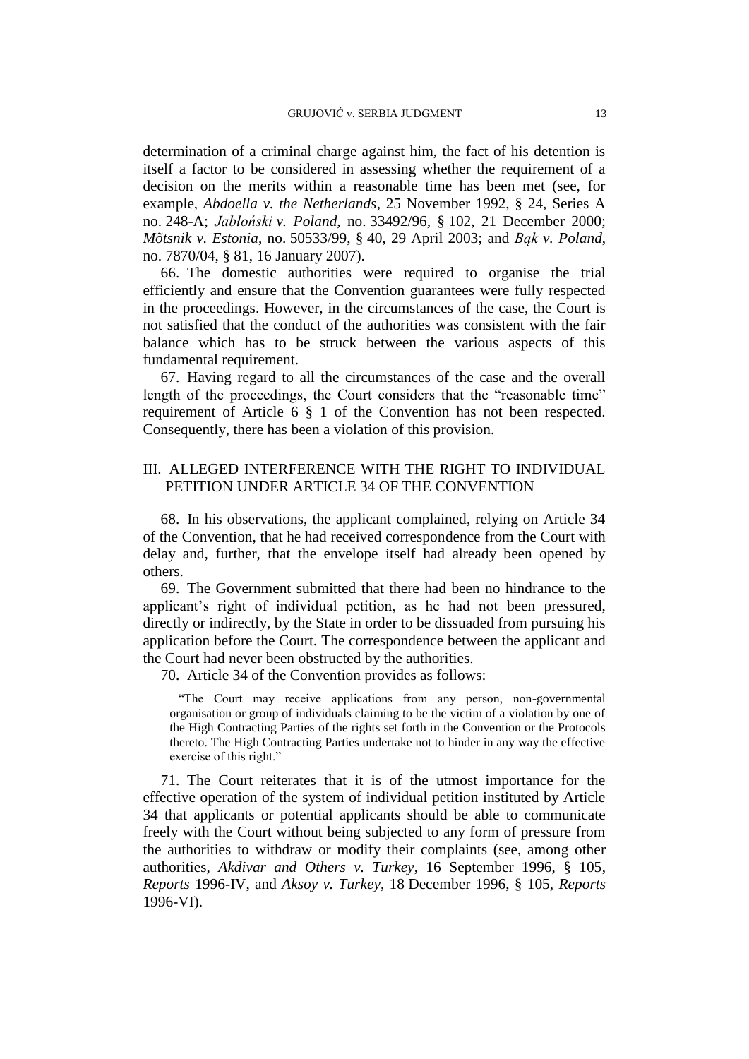determination of a criminal charge against him, the fact of his detention is itself a factor to be considered in assessing whether the requirement of a decision on the merits within a reasonable time has been met (see, for example, *Abdoella v. the Netherlands*, 25 November 1992, § 24, Series A no. 248-A; *Jabłoński v. Poland*, no. 33492/96, § 102, 21 December 2000; *Mõtsnik v. Estonia*, no. 50533/99, § 40, 29 April 2003; and *Bąk v. Poland*, no. 7870/04, § 81, 16 January 2007).

66. The domestic authorities were required to organise the trial efficiently and ensure that the Convention guarantees were fully respected in the proceedings. However, in the circumstances of the case, the Court is not satisfied that the conduct of the authorities was consistent with the fair balance which has to be struck between the various aspects of this fundamental requirement.

67. Having regard to all the circumstances of the case and the overall length of the proceedings, the Court considers that the "reasonable time" requirement of Article 6 § 1 of the Convention has not been respected. Consequently, there has been a violation of this provision.

## III. ALLEGED INTERFERENCE WITH THE RIGHT TO INDIVIDUAL PETITION UNDER ARTICLE 34 OF THE CONVENTION

68. In his observations, the applicant complained, relying on Article 34 of the Convention, that he had received correspondence from the Court with delay and, further, that the envelope itself had already been opened by others.

69. The Government submitted that there had been no hindrance to the applicant's right of individual petition, as he had not been pressured, directly or indirectly, by the State in order to be dissuaded from pursuing his application before the Court. The correspondence between the applicant and the Court had never been obstructed by the authorities.

70. Article 34 of the Convention provides as follows:

> "The Court may receive applications from any person, non-governmental organisation or group of individuals claiming to be the victim of a violation by one of the High Contracting Parties of the rights set forth in the Convention or the Protocols thereto. The High Contracting Parties undertake not to hinder in any way the effective exercise of this right."

71. The Court reiterates that it is of the utmost importance for the effective operation of the system of individual petition instituted by Article 34 that applicants or potential applicants should be able to communicate freely with the Court without being subjected to any form of pressure from the authorities to withdraw or modify their complaints (see, among other authorities, *Akdivar and Others v. Turkey*, 16 September 1996, § 105, *Reports* 1996-IV, and *Aksoy v. Turkey*, 18 December 1996, § 105, *Reports* 1996-VI).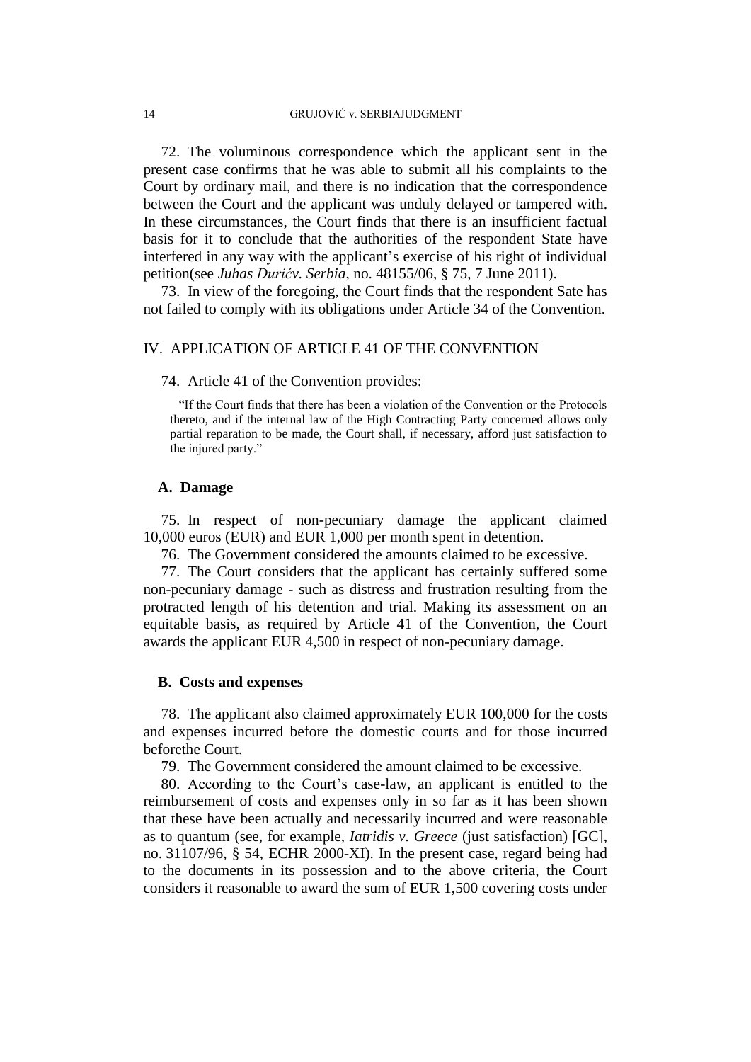72. The voluminous correspondence which the applicant sent in the present case confirms that he was able to submit all his complaints to the Court by ordinary mail, and there is no indication that the correspondence between the Court and the applicant was unduly delayed or tampered with. In these circumstances, the Court finds that there is an insufficient factual basis for it to conclude that the authorities of the respondent State have interfered in any way with the applicant's exercise of his right of individual petition(see *Juhas Đurićv. Serbia*, no. 48155/06, § 75, 7 June 2011).

73. In view of the foregoing, the Court finds that the respondent Sate has not failed to comply with its obligations under Article 34 of the Convention.

## IV. APPLICATION OF ARTICLE 41 OF THE CONVENTION

74. Article 41 of the Convention provides:

> "If the Court finds that there has been a violation of the Convention or the Protocols thereto, and if the internal law of the High Contracting Party concerned allows only partial reparation to be made, the Court shall, if necessary, afford just satisfaction to the injured party."

### A. Damage

75. In respect of non-pecuniary damage the applicant claimed 10,000 euros (EUR) and EUR 1,000 per month spent in detention.

76. The Government considered the amounts claimed to be excessive.

77. The Court considers that the applicant has certainly suffered some non-pecuniary damage - such as distress and frustration resulting from the protracted length of his detention and trial. Making its assessment on an equitable basis, as required by Article 41 of the Convention, the Court awards the applicant EUR 4,500 in respect of non-pecuniary damage.

### B. Costs and expenses

78. The applicant also claimed approximately EUR 100,000 for the costs and expenses incurred before the domestic courts and for those incurred beforethe Court.

79. The Government considered the amount claimed to be excessive.

80. According to the Court's case-law, an applicant is entitled to the reimbursement of costs and expenses only in so far as it has been shown that these have been actually and necessarily incurred and were reasonable as to quantum (see, for example, *Iatridis v. Greece* (just satisfaction) [GC], no. 31107/96, § 54, ECHR 2000-XI). In the present case, regard being had to the documents in its possession and to the above criteria, the Court considers it reasonable to award the sum of EUR 1,500 covering costs under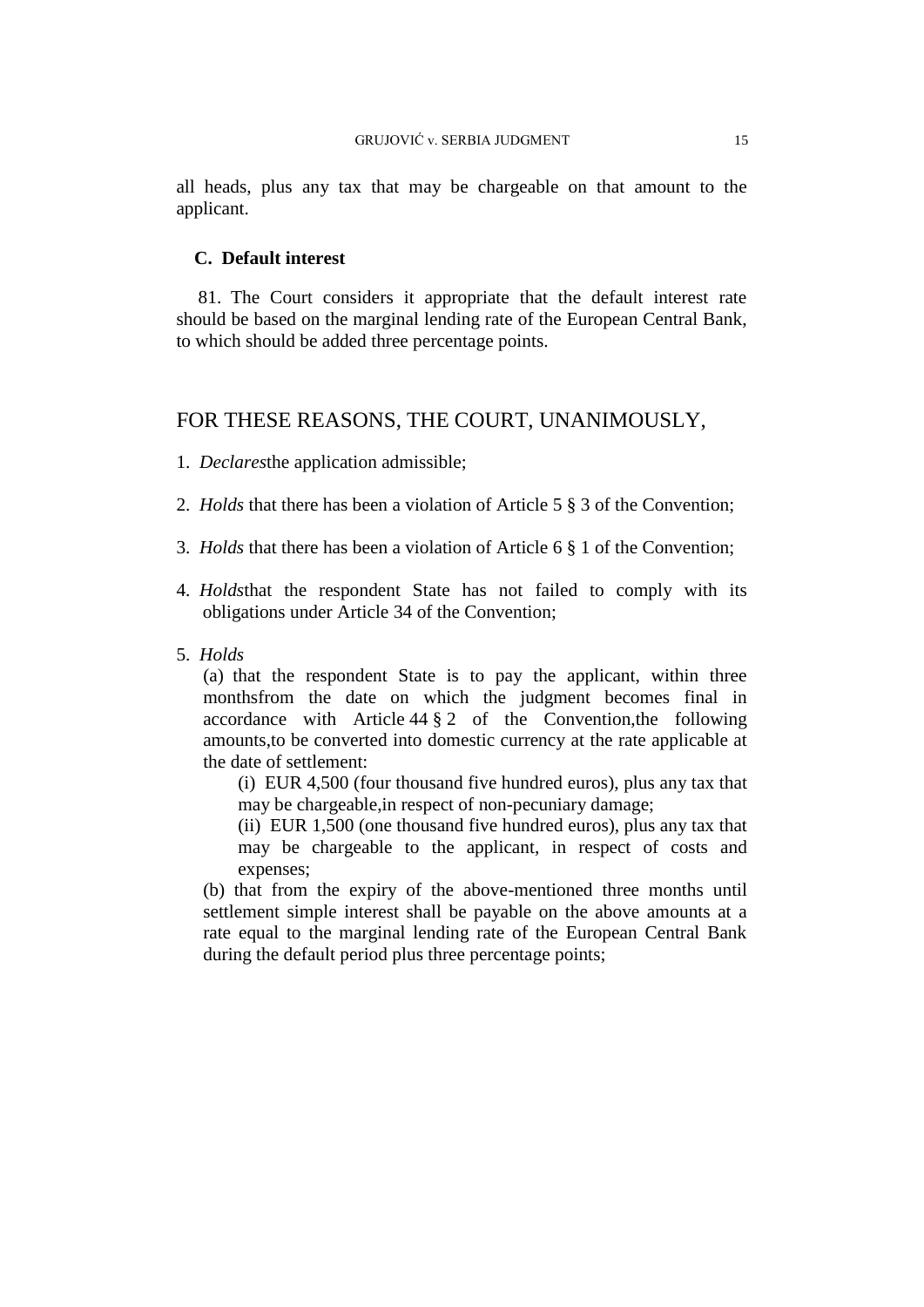all heads, plus any tax that may be chargeable on that amount to the applicant.

### C. Default interest

81. The Court considers it appropriate that the default interest rate should be based on the marginal lending rate of the European Central Bank, to which should be added three percentage points.

## FOR THESE REASONS, THE COURT, UNANIMOUSLY,

1. *Declares*the application admissible;

2. *Holds* that there has been a violation of Article 5 § 3 of the Convention;

3. *Holds* that there has been a violation of Article 6 § 1 of the Convention;

4. *Holds*that the respondent State has not failed to comply with its obligations under Article 34 of the Convention;

5. *Holds*

   (a) that the respondent State is to pay the applicant, within three monthsfrom the date on which the judgment becomes final in accordance with Article 44 § 2 of the Convention,the following amounts,to be converted into domestic currency at the rate applicable at the date of settlement:

   (i) EUR 4,500 (four thousand five hundred euros), plus any tax that may be chargeable,in respect of non-pecuniary damage;

   (ii) EUR 1,500 (one thousand five hundred euros), plus any tax that may be chargeable to the applicant, in respect of costs and expenses;

   (b) that from the expiry of the above-mentioned three months until settlement simple interest shall be payable on the above amounts at a rate equal to the marginal lending rate of the European Central Bank during the default period plus three percentage points;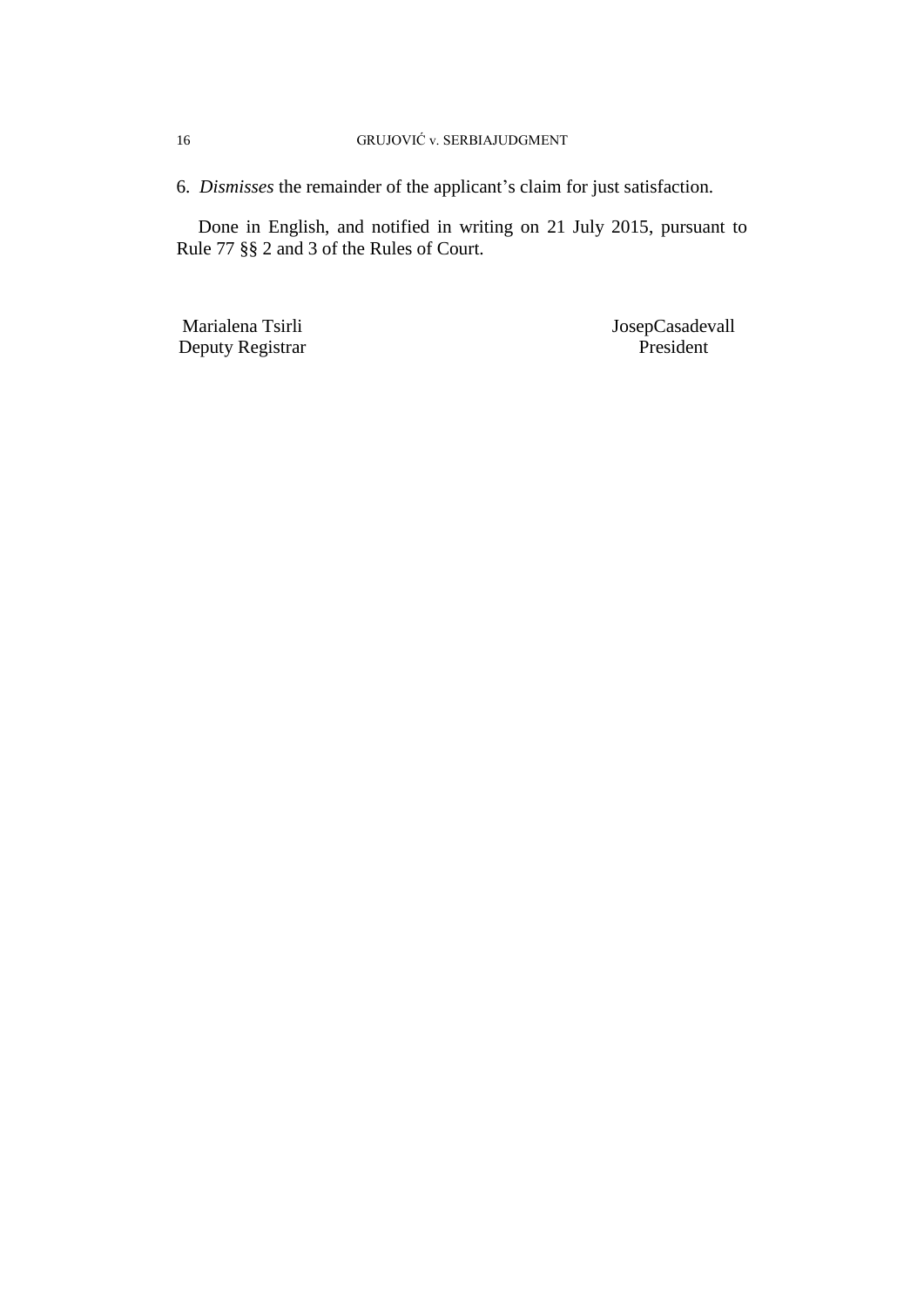6. *Dismisses* the remainder of the applicant's claim for just satisfaction.

Done in English, and notified in writing on 21 July 2015, pursuant to Rule 77 §§ 2 and 3 of the Rules of Court.

| | |
|---|---|
| Marialena Tsirli | JosepCasadevall |
| Deputy Registrar | President |